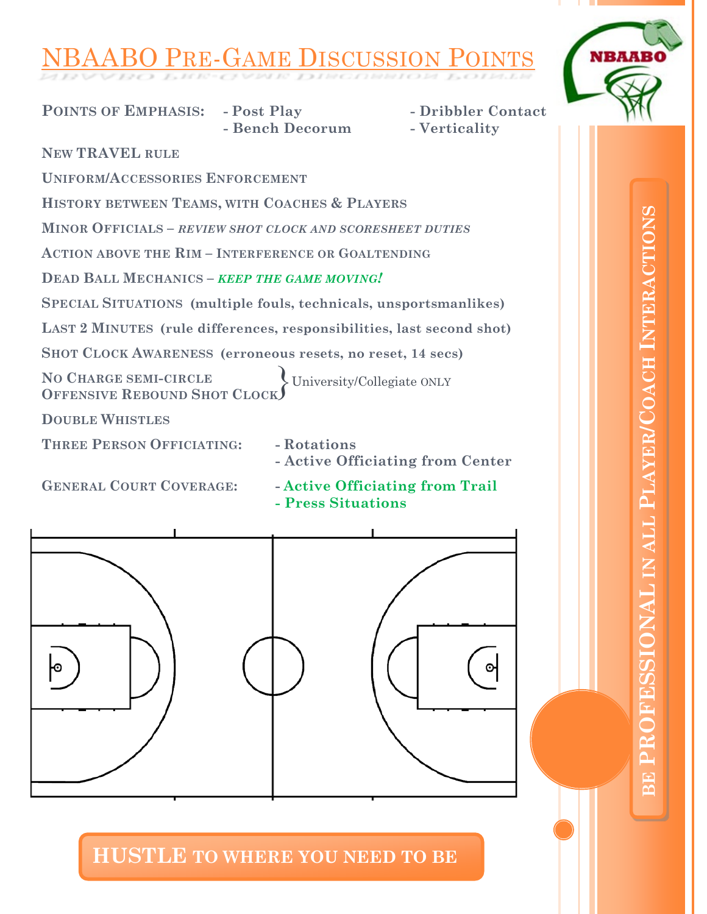# NBAABO Pre-Game Discussion Points

**Points of Emphasis:**
- Post Play
- Bench Decorum
- Dribbler Contact
- Verticality

**New TRAVEL rule**

**Uniform/Accessories Enforcement**

**History between Teams, with Coaches & Players**

**Minor Officials** – *Review shot clock and scoresheet duties*

**Action above the Rim – Interference or Goaltending**

**Dead Ball Mechanics** – *KEEP THE GAME MOVING!*

**Special Situations** (multiple fouls, technicals, unsportsmanlikes)

**Last 2 Minutes** (rule differences, responsibilities, last second shot)

**Shot Clock Awareness** (erroneous resets, no reset, 14 secs)

**No Charge semi-circle**
**Offensive Rebound Shot Clock**
} University/Collegiate ONLY

**Double Whistles**

**Three Person Officiating:**
- Rotations
- Active Officiating from Center

**General Court Coverage:**
- Active Officiating from Trail
- Press Situations

**HUSTLE TO WHERE YOU NEED TO BE**

**BE PROFESSIONAL IN ALL PLAYER/COACH INTERACTIONS**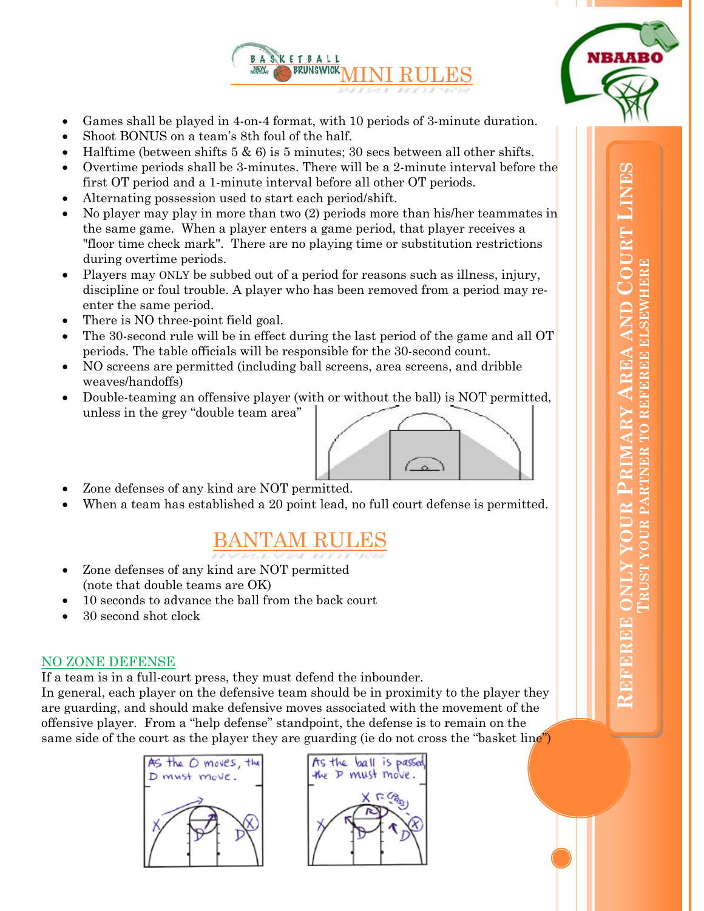# MINI RULES

- Games shall be played in 4-on-4 format, with 10 periods of 3-minute duration.
- Shoot BONUS on a team's 8th foul of the half.
- Halftime (between shifts 5 & 6) is 5 minutes; 30 secs between all other shifts.
- Overtime periods shall be 3-minutes. There will be a 2-minute interval before the first OT period and a 1-minute interval before all other OT periods.
- Alternating possession used to start each period/shift.
- No player may play in more than two (2) periods more than his/her teammates in the same game. When a player enters a game period, that player receives a "floor time check mark". There are no playing time or substitution restrictions during overtime periods.
- Players may ONLY be subbed out of a period for reasons such as illness, injury, discipline or foul trouble. A player who has been removed from a period may re-enter the same period.
- There is NO three-point field goal.
- The 30-second rule will be in effect during the last period of the game and all OT periods. The table officials will be responsible for the 30-second count.
- NO screens are permitted (including ball screens, area screens, and dribble weaves/handoffs)
- Double-teaming an offensive player (with or without the ball) is NOT permitted, unless in the grey "double team area"
- Zone defenses of any kind are NOT permitted.
- When a team has established a 20 point lead, no full court defense is permitted.

# BANTAM RULES

- Zone defenses of any kind are NOT permitted (note that double teams are OK)
- 10 seconds to advance the ball from the back court
- 30 second shot clock

## NO ZONE DEFENSE

If a team is in a full-court press, they must defend the inbounder.
In general, each player on the defensive team should be in proximity to the player they are guarding, and should make defensive moves associated with the movement of the offensive player. From a "help defense" standpoint, the defense is to remain on the same side of the court as the player they are guarding (ie do not cross the "basket line")

As the O moves, the D must move.

As the ball is passed, the D must move.

REFEREE ONLY YOUR PRIMARY AREA AND COURT LINES
TRUST YOUR PARTNER TO REFEREE ELSEWHERE